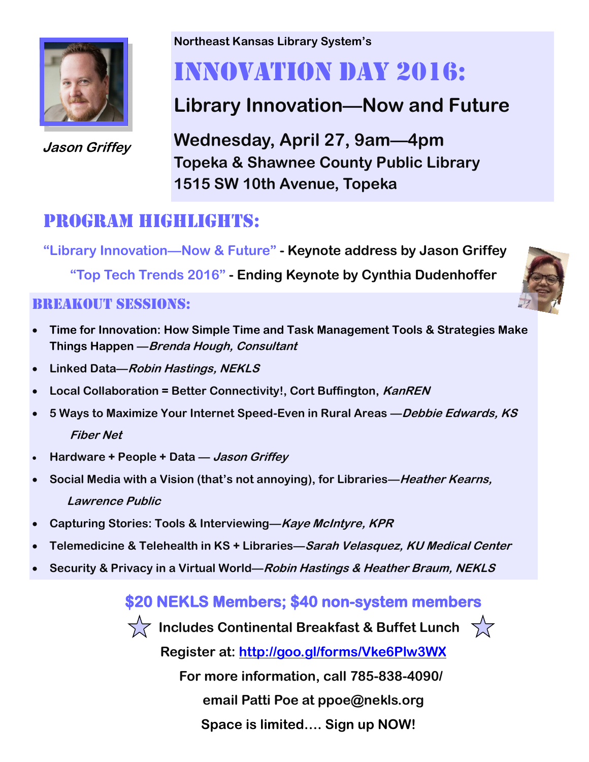**Jason Griffey**

Northeast Kansas Library System's

# INNOVATION DAY 2016:

## Library Innovation—Now and Future

**Wednesday, April 27, 9am—4pm**
**Topeka & Shawnee County Public Library**
**1515 SW 10th Avenue, Topeka**

## PROGRAM HIGHLIGHTS:

"Library Innovation—Now & Future" - **Keynote address by Jason Griffey**

"Top Tech Trends 2016" - **Ending Keynote by Cynthia Dudenhoffer**

### BREAKOUT SESSIONS:

- **Time for Innovation: How Simple Time and Task Management Tools & Strategies Make Things Happen —*Brenda Hough, Consultant***
- **Linked Data—*Robin Hastings, NEKLS***
- **Local Collaboration = Better Connectivity!, Cort Buffington, *KanREN***
- **5 Ways to Maximize Your Internet Speed-Even in Rural Areas —*Debbie Edwards, KS Fiber Net***
- **Hardware + People + Data — *Jason Griffey***
- **Social Media with a Vision (that's not annoying), for Libraries—*Heather Kearns, Lawrence Public***
- **Capturing Stories: Tools & Interviewing—*Kaye McIntyre, KPR***
- **Telemedicine & Telehealth in KS + Libraries—*Sarah Velasquez, KU Medical Center***
- **Security & Privacy in a Virtual World—*Robin Hastings & Heather Braum, NEKLS***

**$20 NEKLS Members; $40 non-system members**

☆ **Includes Continental Breakfast & Buffet Lunch** ☆

**Register at: http://goo.gl/forms/Vke6Plw3WX**

**For more information, call 785-838-4090/**

**email Patti Poe at ppoe@nekls.org**

**Space is limited…. Sign up NOW!**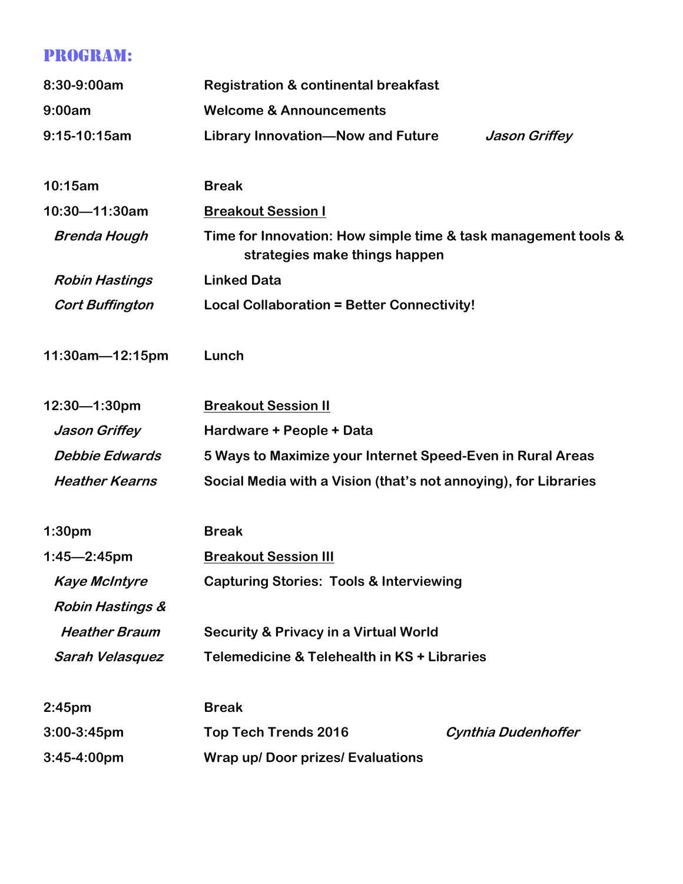## PROGRAM:

| | | |
|---|---|---|
| **8:30-9:00am** | **Registration & continental breakfast** | |
| **9:00am** | **Welcome & Announcements** | |
| **9:15-10:15am** | **Library Innovation—Now and Future** | ***Jason Griffey*** |
| | | |
| **10:15am** | **Break** | |
| **10:30—11:30am** | **<u>Breakout Session I</u>** | |
| ***Brenda Hough*** | **Time for Innovation: How simple time & task management tools & strategies make things happen** | |
| ***Robin Hastings*** | **Linked Data** | |
| ***Cort Buffington*** | **Local Collaboration = Better Connectivity!** | |
| | | |
| **11:30am—12:15pm** | **Lunch** | |
| | | |
| **12:30—1:30pm** | **<u>Breakout Session II</u>** | |
| ***Jason Griffey*** | **Hardware + People + Data** | |
| ***Debbie Edwards*** | **5 Ways to Maximize your Internet Speed-Even in Rural Areas** | |
| ***Heather Kearns*** | **Social Media with a Vision (that's not annoying), for Libraries** | |
| | | |
| **1:30pm** | **Break** | |
| **1:45—2:45pm** | **<u>Breakout Session III</u>** | |
| ***Kaye McIntyre*** | **Capturing Stories: Tools & Interviewing** | |
| ***Robin Hastings & Heather Braum*** | **Security & Privacy in a Virtual World** | |
| ***Sarah Velasquez*** | **Telemedicine & Telehealth in KS + Libraries** | |
| | | |
| **2:45pm** | **Break** | |
| **3:00-3:45pm** | **Top Tech Trends 2016** | ***Cynthia Dudenhoffer*** |
| **3:45-4:00pm** | **Wrap up/ Door prizes/ Evaluations** | |